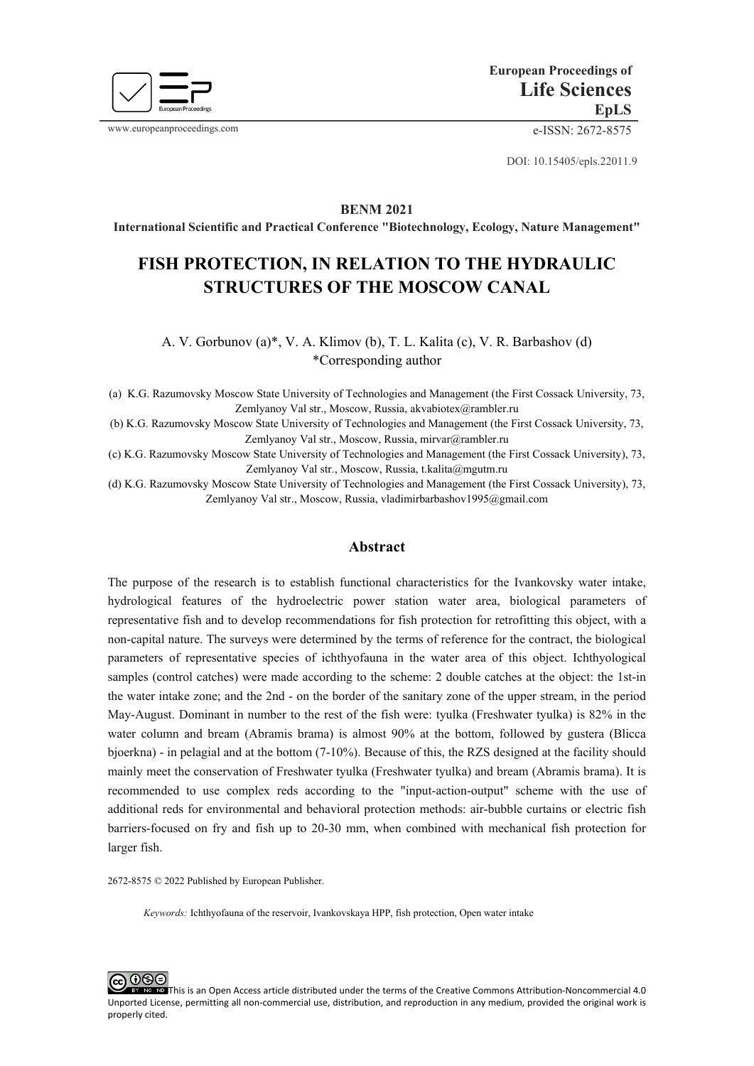European Proceedings of
**Life Sciences**
**EpLS**

www.europeanproceedings.com

e-ISSN: 2672-8575

DOI: 10.15405/epls.22011.9

**BENM 2021**
**International Scientific and Practical Conference "Biotechnology, Ecology, Nature Management"**

# FISH PROTECTION, IN RELATION TO THE HYDRAULIC STRUCTURES OF THE MOSCOW CANAL

A. V. Gorbunov (a)*, V. A. Klimov (b), T. L. Kalita (c), V. R. Barbashov (d)
*Corresponding author

(a) K.G. Razumovsky Moscow State University of Technologies and Management (the First Cossack University, 73, Zemlyanoy Val str., Moscow, Russia, akvabiotex@rambler.ru
(b) K.G. Razumovsky Moscow State University of Technologies and Management (the First Cossack University, 73, Zemlyanoy Val str., Moscow, Russia, mirvar@rambler.ru
(c) K.G. Razumovsky Moscow State University of Technologies and Management (the First Cossack University), 73, Zemlyanoy Val str., Moscow, Russia, t.kalita@mgutm.ru
(d) K.G. Razumovsky Moscow State University of Technologies and Management (the First Cossack University), 73, Zemlyanoy Val str., Moscow, Russia, vladimirbarbashov1995@gmail.com

## Abstract

The purpose of the research is to establish functional characteristics for the Ivankovsky water intake, hydrological features of the hydroelectric power station water area, biological parameters of representative fish and to develop recommendations for fish protection for retrofitting this object, with a non-capital nature. The surveys were determined by the terms of reference for the contract, the biological parameters of representative species of ichthyofauna in the water area of this object. Ichthyological samples (control catches) were made according to the scheme: 2 double catches at the object: the 1st-in the water intake zone; and the 2nd - on the border of the sanitary zone of the upper stream, in the period May-August. Dominant in number to the rest of the fish were: tyulka (Freshwater tyulka) is 82% in the water column and bream (Abramis brama) is almost 90% at the bottom, followed by gustera (Blicca bjoerkna) - in pelagial and at the bottom (7-10%). Because of this, the RZS designed at the facility should mainly meet the conservation of Freshwater tyulka (Freshwater tyulka) and bream (Abramis brama). It is recommended to use complex reds according to the "input-action-output" scheme with the use of additional reds for environmental and behavioral protection methods: air-bubble curtains or electric fish barriers-focused on fry and fish up to 20-30 mm, when combined with mechanical fish protection for larger fish.

2672-8575 © 2022 Published by European Publisher.

*Keywords:* Ichthyofauna of the reservoir, Ivankovskaya HPP, fish protection, Open water intake

This is an Open Access article distributed under the terms of the Creative Commons Attribution-Noncommercial 4.0 Unported License, permitting all non-commercial use, distribution, and reproduction in any medium, provided the original work is properly cited.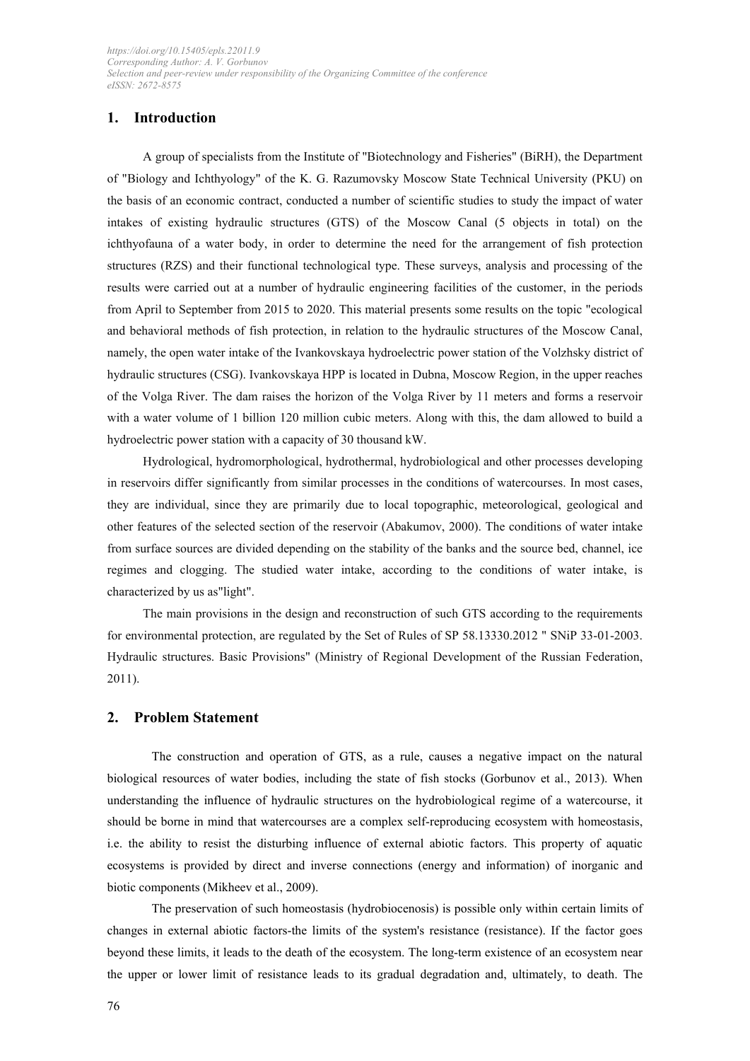## 1. Introduction

A group of specialists from the Institute of "Biotechnology and Fisheries" (BiRH), the Department of "Biology and Ichthyology" of the K. G. Razumovsky Moscow State Technical University (PKU) on the basis of an economic contract, conducted a number of scientific studies to study the impact of water intakes of existing hydraulic structures (GTS) of the Moscow Canal (5 objects in total) on the ichthyofauna of a water body, in order to determine the need for the arrangement of fish protection structures (RZS) and their functional technological type. These surveys, analysis and processing of the results were carried out at a number of hydraulic engineering facilities of the customer, in the periods from April to September from 2015 to 2020. This material presents some results on the topic "ecological and behavioral methods of fish protection, in relation to the hydraulic structures of the Moscow Canal, namely, the open water intake of the Ivankovskaya hydroelectric power station of the Volzhsky district of hydraulic structures (CSG). Ivankovskaya HPP is located in Dubna, Moscow Region, in the upper reaches of the Volga River. The dam raises the horizon of the Volga River by 11 meters and forms a reservoir with a water volume of 1 billion 120 million cubic meters. Along with this, the dam allowed to build a hydroelectric power station with a capacity of 30 thousand kW.

Hydrological, hydromorphological, hydrothermal, hydrobiological and other processes developing in reservoirs differ significantly from similar processes in the conditions of watercourses. In most cases, they are individual, since they are primarily due to local topographic, meteorological, geological and other features of the selected section of the reservoir (Abakumov, 2000). The conditions of water intake from surface sources are divided depending on the stability of the banks and the source bed, channel, ice regimes and clogging. The studied water intake, according to the conditions of water intake, is characterized by us as"light".

The main provisions in the design and reconstruction of such GTS according to the requirements for environmental protection, are regulated by the Set of Rules of SP 58.13330.2012 " SNiP 33-01-2003. Hydraulic structures. Basic Provisions" (Ministry of Regional Development of the Russian Federation, 2011).

## 2. Problem Statement

The construction and operation of GTS, as a rule, causes a negative impact on the natural biological resources of water bodies, including the state of fish stocks (Gorbunov et al., 2013). When understanding the influence of hydraulic structures on the hydrobiological regime of a watercourse, it should be borne in mind that watercourses are a complex self-reproducing ecosystem with homeostasis, i.e. the ability to resist the disturbing influence of external abiotic factors. This property of aquatic ecosystems is provided by direct and inverse connections (energy and information) of inorganic and biotic components (Mikheev et al., 2009).

The preservation of such homeostasis (hydrobiocenosis) is possible only within certain limits of changes in external abiotic factors-the limits of the system's resistance (resistance). If the factor goes beyond these limits, it leads to the death of the ecosystem. The long-term existence of an ecosystem near the upper or lower limit of resistance leads to its gradual degradation and, ultimately, to death. The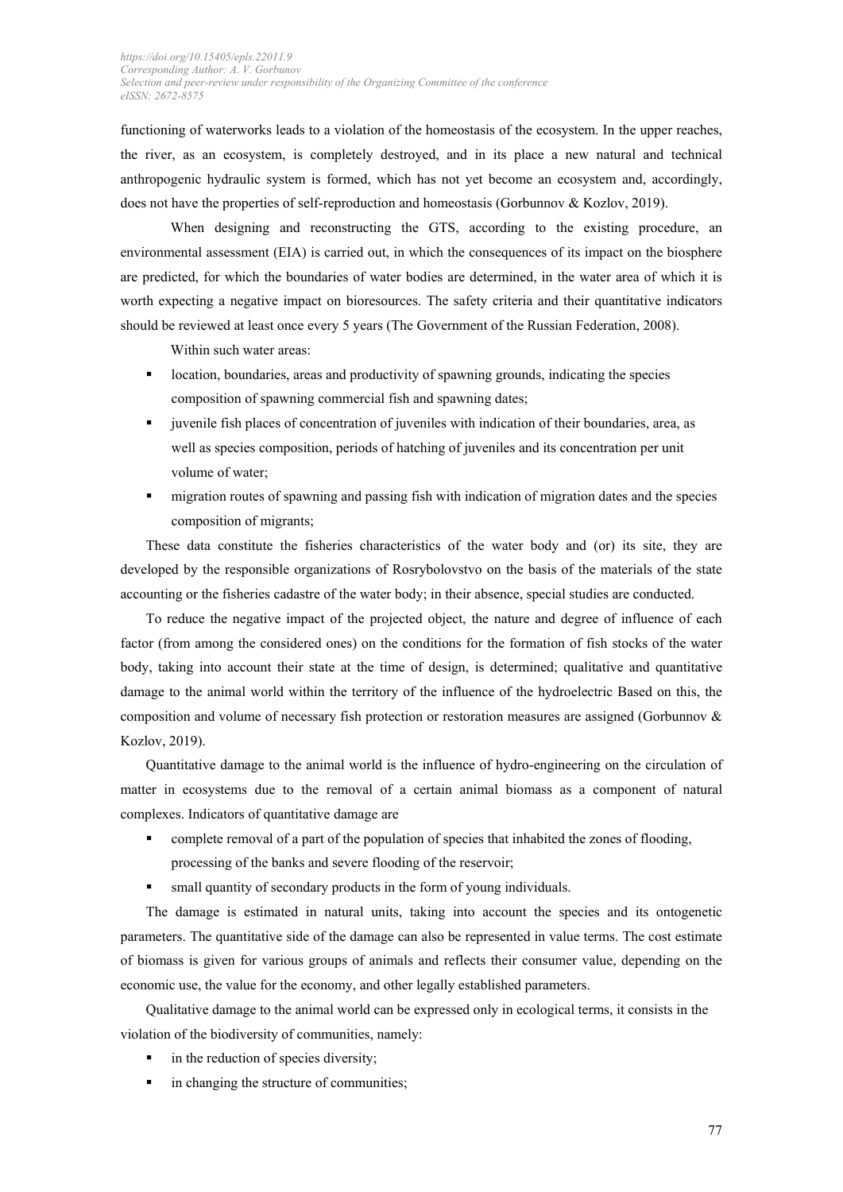functioning of waterworks leads to a violation of the homeostasis of the ecosystem. In the upper reaches, the river, as an ecosystem, is completely destroyed, and in its place a new natural and technical anthropogenic hydraulic system is formed, which has not yet become an ecosystem and, accordingly, does not have the properties of self-reproduction and homeostasis (Gorbunnov & Kozlov, 2019).

When designing and reconstructing the GTS, according to the existing procedure, an environmental assessment (EIA) is carried out, in which the consequences of its impact on the biosphere are predicted, for which the boundaries of water bodies are determined, in the water area of which it is worth expecting a negative impact on bioresources. The safety criteria and their quantitative indicators should be reviewed at least once every 5 years (The Government of the Russian Federation, 2008).

Within such water areas:

- location, boundaries, areas and productivity of spawning grounds, indicating the species composition of spawning commercial fish and spawning dates;
- juvenile fish places of concentration of juveniles with indication of their boundaries, area, as well as species composition, periods of hatching of juveniles and its concentration per unit volume of water;
- migration routes of spawning and passing fish with indication of migration dates and the species composition of migrants;

These data constitute the fisheries characteristics of the water body and (or) its site, they are developed by the responsible organizations of Rosrybolovstvo on the basis of the materials of the state accounting or the fisheries cadastre of the water body; in their absence, special studies are conducted.

To reduce the negative impact of the projected object, the nature and degree of influence of each factor (from among the considered ones) on the conditions for the formation of fish stocks of the water body, taking into account their state at the time of design, is determined; qualitative and quantitative damage to the animal world within the territory of the influence of the hydroelectric Based on this, the composition and volume of necessary fish protection or restoration measures are assigned (Gorbunnov & Kozlov, 2019).

Quantitative damage to the animal world is the influence of hydro-engineering on the circulation of matter in ecosystems due to the removal of a certain animal biomass as a component of natural complexes. Indicators of quantitative damage are

- complete removal of a part of the population of species that inhabited the zones of flooding, processing of the banks and severe flooding of the reservoir;
- small quantity of secondary products in the form of young individuals.

The damage is estimated in natural units, taking into account the species and its ontogenetic parameters. The quantitative side of the damage can also be represented in value terms. The cost estimate of biomass is given for various groups of animals and reflects their consumer value, depending on the economic use, the value for the economy, and other legally established parameters.

Qualitative damage to the animal world can be expressed only in ecological terms, it consists in the violation of the biodiversity of communities, namely:

- in the reduction of species diversity;
- in changing the structure of communities;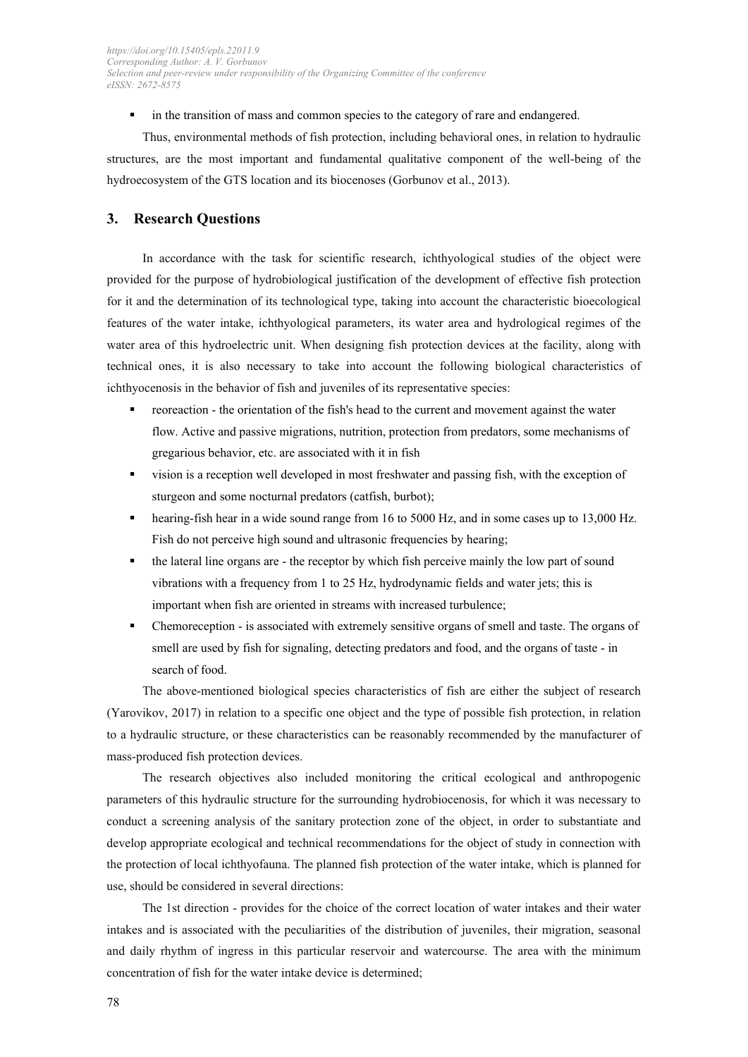- in the transition of mass and common species to the category of rare and endangered.

Thus, environmental methods of fish protection, including behavioral ones, in relation to hydraulic structures, are the most important and fundamental qualitative component of the well-being of the hydroecosystem of the GTS location and its biocenoses (Gorbunov et al., 2013).

## 3. Research Questions

In accordance with the task for scientific research, ichthyological studies of the object were provided for the purpose of hydrobiological justification of the development of effective fish protection for it and the determination of its technological type, taking into account the characteristic bioecological features of the water intake, ichthyological parameters, its water area and hydrological regimes of the water area of this hydroelectric unit. When designing fish protection devices at the facility, along with technical ones, it is also necessary to take into account the following biological characteristics of ichthyocenosis in the behavior of fish and juveniles of its representative species:

- reoreaction - the orientation of the fish's head to the current and movement against the water flow. Active and passive migrations, nutrition, protection from predators, some mechanisms of gregarious behavior, etc. are associated with it in fish
- vision is a reception well developed in most freshwater and passing fish, with the exception of sturgeon and some nocturnal predators (catfish, burbot);
- hearing-fish hear in a wide sound range from 16 to 5000 Hz, and in some cases up to 13,000 Hz. Fish do not perceive high sound and ultrasonic frequencies by hearing;
- the lateral line organs are - the receptor by which fish perceive mainly the low part of sound vibrations with a frequency from 1 to 25 Hz, hydrodynamic fields and water jets; this is important when fish are oriented in streams with increased turbulence;
- Chemoreception - is associated with extremely sensitive organs of smell and taste. The organs of smell are used by fish for signaling, detecting predators and food, and the organs of taste - in search of food.

The above-mentioned biological species characteristics of fish are either the subject of research (Yarovikov, 2017) in relation to a specific one object and the type of possible fish protection, in relation to a hydraulic structure, or these characteristics can be reasonably recommended by the manufacturer of mass-produced fish protection devices.

The research objectives also included monitoring the critical ecological and anthropogenic parameters of this hydraulic structure for the surrounding hydrobiocenosis, for which it was necessary to conduct a screening analysis of the sanitary protection zone of the object, in order to substantiate and develop appropriate ecological and technical recommendations for the object of study in connection with the protection of local ichthyofauna. The planned fish protection of the water intake, which is planned for use, should be considered in several directions:

The 1st direction - provides for the choice of the correct location of water intakes and their water intakes and is associated with the peculiarities of the distribution of juveniles, their migration, seasonal and daily rhythm of ingress in this particular reservoir and watercourse. The area with the minimum concentration of fish for the water intake device is determined;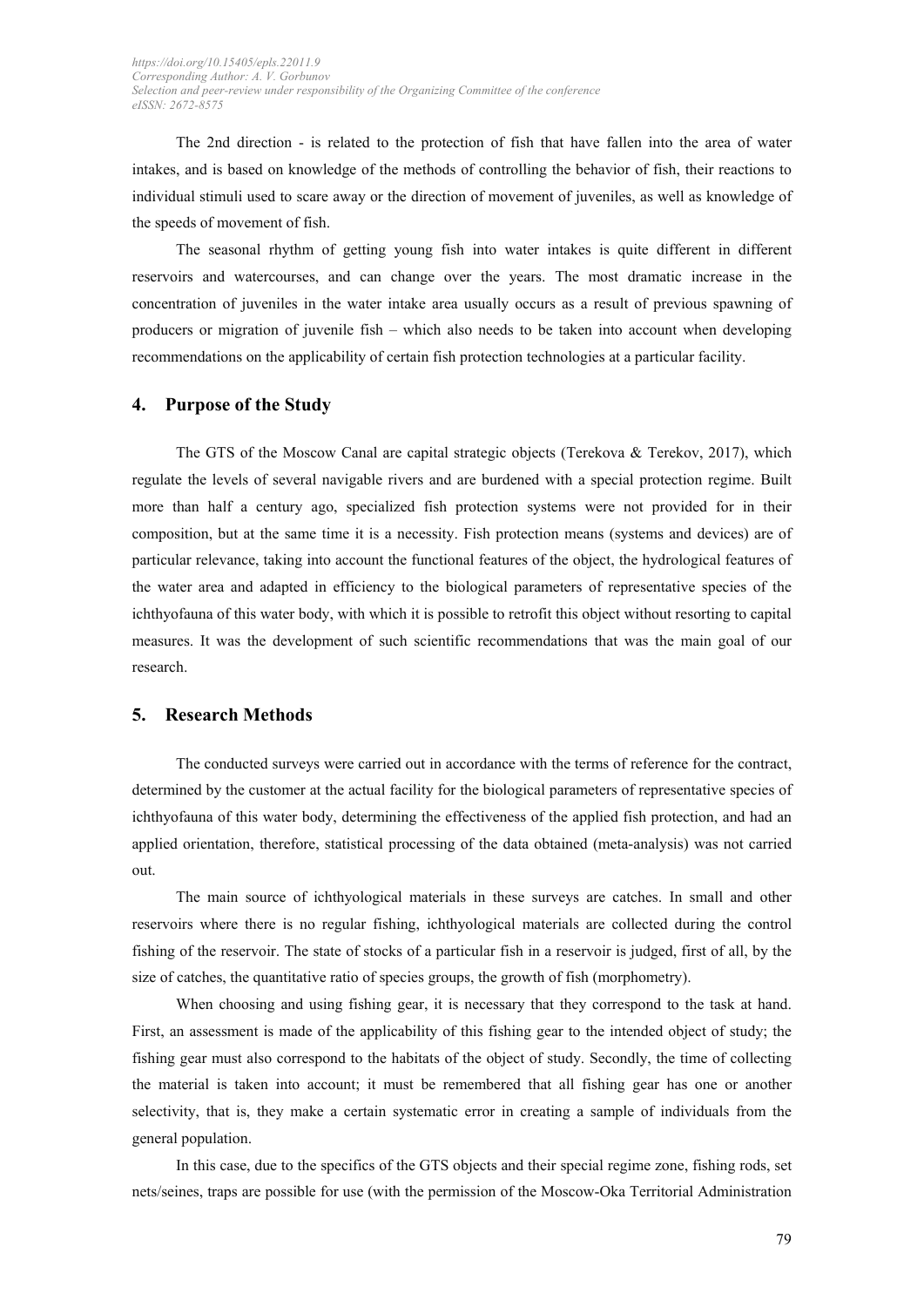The 2nd direction - is related to the protection of fish that have fallen into the area of water intakes, and is based on knowledge of the methods of controlling the behavior of fish, their reactions to individual stimuli used to scare away or the direction of movement of juveniles, as well as knowledge of the speeds of movement of fish.

The seasonal rhythm of getting young fish into water intakes is quite different in different reservoirs and watercourses, and can change over the years. The most dramatic increase in the concentration of juveniles in the water intake area usually occurs as a result of previous spawning of producers or migration of juvenile fish – which also needs to be taken into account when developing recommendations on the applicability of certain fish protection technologies at a particular facility.

## 4. Purpose of the Study

The GTS of the Moscow Canal are capital strategic objects (Terekova & Terekov, 2017), which regulate the levels of several navigable rivers and are burdened with a special protection regime. Built more than half a century ago, specialized fish protection systems were not provided for in their composition, but at the same time it is a necessity. Fish protection means (systems and devices) are of particular relevance, taking into account the functional features of the object, the hydrological features of the water area and adapted in efficiency to the biological parameters of representative species of the ichthyofauna of this water body, with which it is possible to retrofit this object without resorting to capital measures. It was the development of such scientific recommendations that was the main goal of our research.

## 5. Research Methods

The conducted surveys were carried out in accordance with the terms of reference for the contract, determined by the customer at the actual facility for the biological parameters of representative species of ichthyofauna of this water body, determining the effectiveness of the applied fish protection, and had an applied orientation, therefore, statistical processing of the data obtained (meta-analysis) was not carried out.

The main source of ichthyological materials in these surveys are catches. In small and other reservoirs where there is no regular fishing, ichthyological materials are collected during the control fishing of the reservoir. The state of stocks of a particular fish in a reservoir is judged, first of all, by the size of catches, the quantitative ratio of species groups, the growth of fish (morphometry).

When choosing and using fishing gear, it is necessary that they correspond to the task at hand. First, an assessment is made of the applicability of this fishing gear to the intended object of study; the fishing gear must also correspond to the habitats of the object of study. Secondly, the time of collecting the material is taken into account; it must be remembered that all fishing gear has one or another selectivity, that is, they make a certain systematic error in creating a sample of individuals from the general population.

In this case, due to the specifics of the GTS objects and their special regime zone, fishing rods, set nets/seines, traps are possible for use (with the permission of the Moscow-Oka Territorial Administration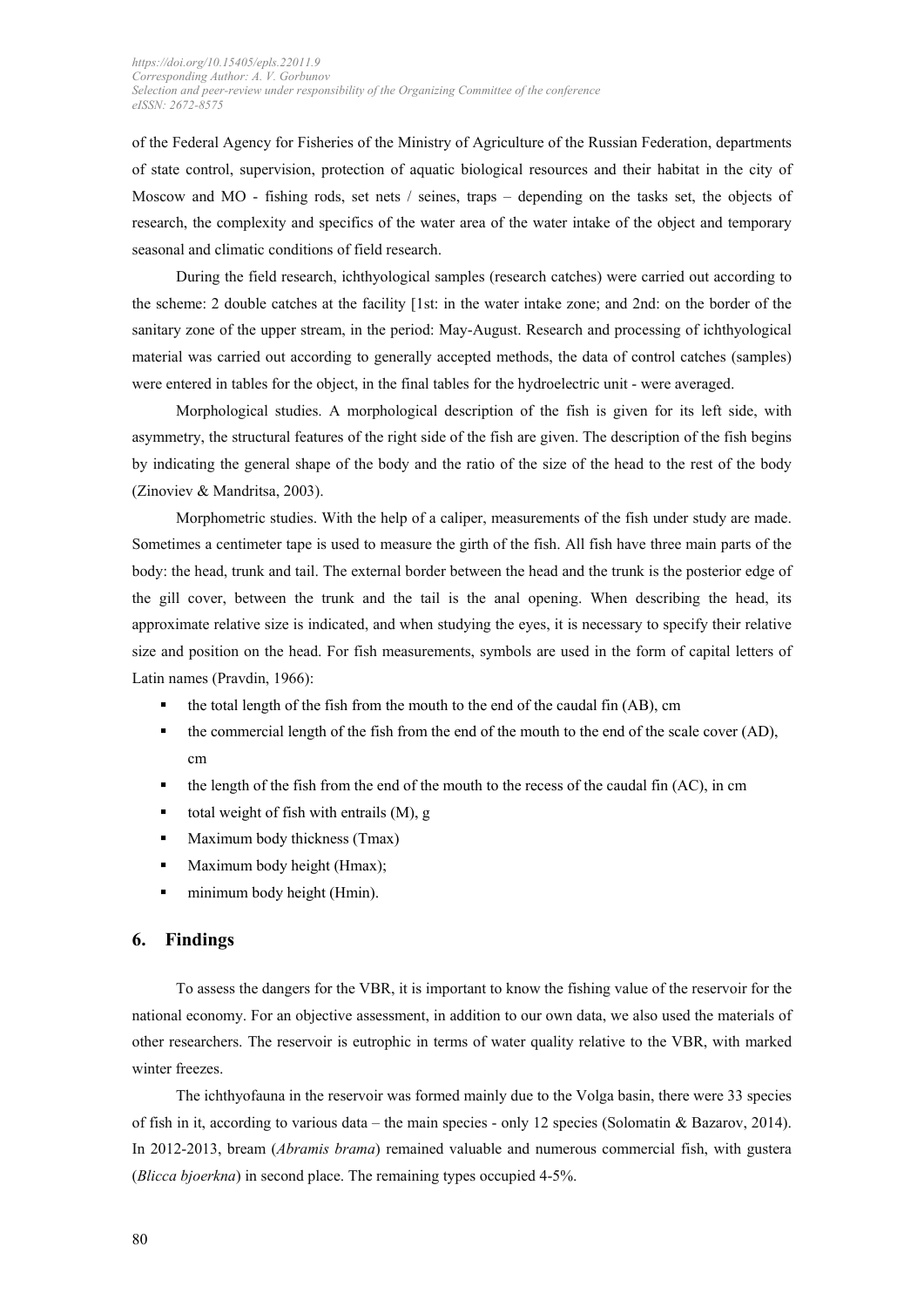of the Federal Agency for Fisheries of the Ministry of Agriculture of the Russian Federation, departments of state control, supervision, protection of aquatic biological resources and their habitat in the city of Moscow and MO - fishing rods, set nets / seines, traps – depending on the tasks set, the objects of research, the complexity and specifics of the water area of the water intake of the object and temporary seasonal and climatic conditions of field research.

During the field research, ichthyological samples (research catches) were carried out according to the scheme: 2 double catches at the facility [1st: in the water intake zone; and 2nd: on the border of the sanitary zone of the upper stream, in the period: May-August. Research and processing of ichthyological material was carried out according to generally accepted methods, the data of control catches (samples) were entered in tables for the object, in the final tables for the hydroelectric unit - were averaged.

Morphological studies. A morphological description of the fish is given for its left side, with asymmetry, the structural features of the right side of the fish are given. The description of the fish begins by indicating the general shape of the body and the ratio of the size of the head to the rest of the body (Zinoviev & Mandritsa, 2003).

Morphometric studies. With the help of a caliper, measurements of the fish under study are made. Sometimes a centimeter tape is used to measure the girth of the fish. All fish have three main parts of the body: the head, trunk and tail. The external border between the head and the trunk is the posterior edge of the gill cover, between the trunk and the tail is the anal opening. When describing the head, its approximate relative size is indicated, and when studying the eyes, it is necessary to specify their relative size and position on the head. For fish measurements, symbols are used in the form of capital letters of Latin names (Pravdin, 1966):

- the total length of the fish from the mouth to the end of the caudal fin (AB), cm
- the commercial length of the fish from the end of the mouth to the end of the scale cover (AD), cm
- the length of the fish from the end of the mouth to the recess of the caudal fin (AC), in cm
- total weight of fish with entrails (M), g
- Maximum body thickness (Tmax)
- Maximum body height (Hmax);
- minimum body height (Hmin).

## 6. Findings

To assess the dangers for the VBR, it is important to know the fishing value of the reservoir for the national economy. For an objective assessment, in addition to our own data, we also used the materials of other researchers. The reservoir is eutrophic in terms of water quality relative to the VBR, with marked winter freezes.

The ichthyofauna in the reservoir was formed mainly due to the Volga basin, there were 33 species of fish in it, according to various data – the main species - only 12 species (Solomatin & Bazarov, 2014). In 2012-2013, bream (*Abramis brama*) remained valuable and numerous commercial fish, with gustera (*Blicca bjoerkna*) in second place. The remaining types occupied 4-5%.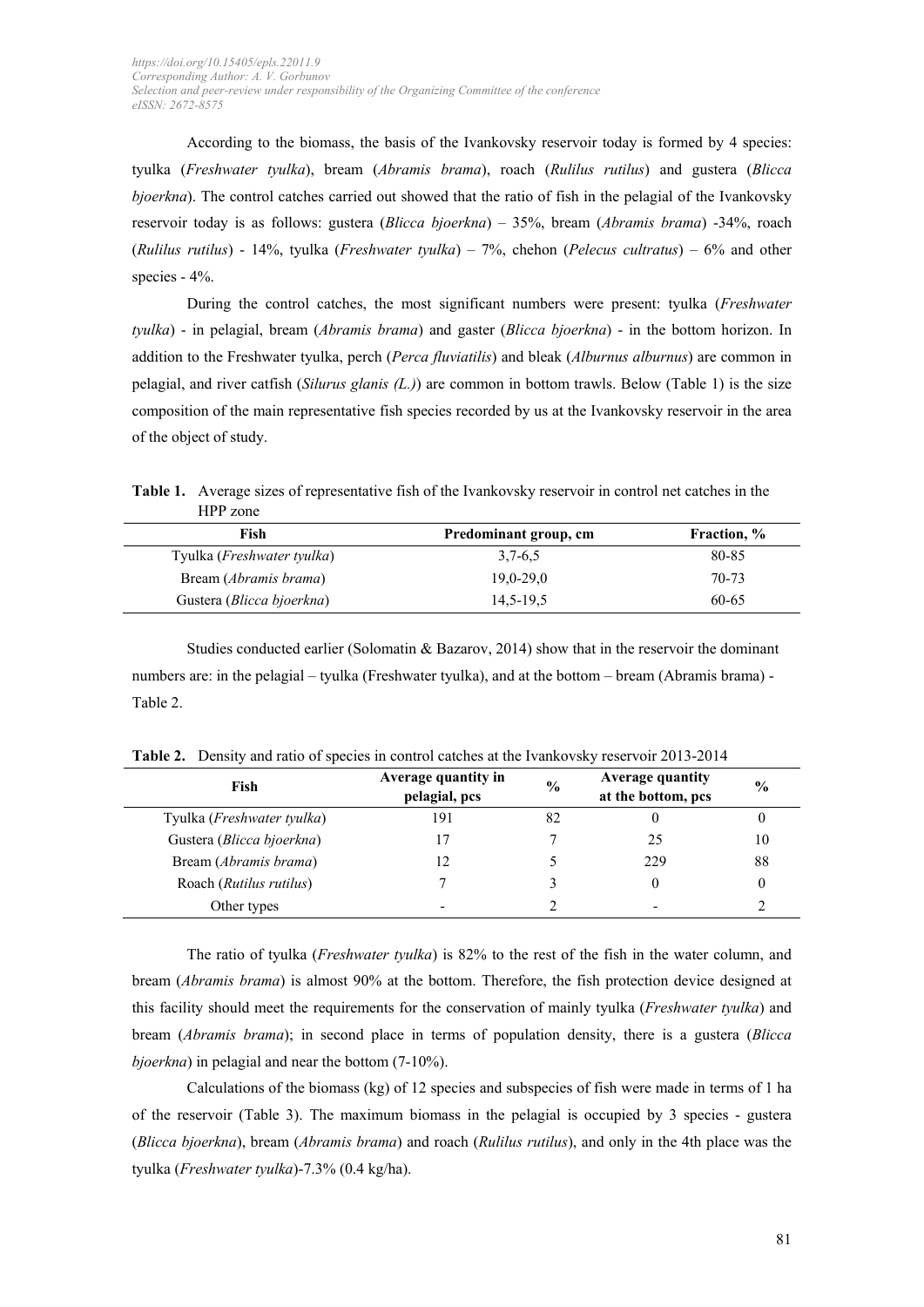According to the biomass, the basis of the Ivankovsky reservoir today is formed by 4 species: tyulka (*Freshwater tyulka*), bream (*Abramis brama*), roach (*Rulilus rutilus*) and gustera (*Blicca bjoerkna*). The control catches carried out showed that the ratio of fish in the pelagial of the Ivankovsky reservoir today is as follows: gustera (*Blicca bjoerkna*) – 35%, bream (*Abramis brama*) -34%, roach (*Rulilus rutilus*) - 14%, tyulka (*Freshwater tyulka*) – 7%, chehon (*Pelecus cultratus*) – 6% and other species - 4%.

During the control catches, the most significant numbers were present: tyulka (*Freshwater tyulka*) - in pelagial, bream (*Abramis brama*) and gaster (*Blicca bjoerkna*) - in the bottom horizon. In addition to the Freshwater tyulka, perch (*Perca fluviatilis*) and bleak (*Alburnus alburnus*) are common in pelagial, and river catfish (*Silurus glanis (L.)*) are common in bottom trawls. Below (Table 1) is the size composition of the main representative fish species recorded by us at the Ivankovsky reservoir in the area of the object of study.

**Table 1.** Average sizes of representative fish of the Ivankovsky reservoir in control net catches in the HPP zone

| Fish | Predominant group, cm | Fraction, % |
|---|---|---|
| Tyulka (*Freshwater tyulka*) | 3,7-6,5 | 80-85 |
| Bream (*Abramis brama*) | 19,0-29,0 | 70-73 |
| Gustera (*Blicca bjoerkna*) | 14,5-19,5 | 60-65 |

Studies conducted earlier (Solomatin & Bazarov, 2014) show that in the reservoir the dominant numbers are: in the pelagial – tyulka (Freshwater tyulka), and at the bottom – bream (Abramis brama) - Table 2.

**Table 2.** Density and ratio of species in control catches at the Ivankovsky reservoir 2013-2014

| Fish | Average quantity in pelagial, pcs | % | Average quantity at the bottom, pcs | % |
|---|---|---|---|---|
| Tyulka (*Freshwater tyulka*) | 191 | 82 | 0 | 0 |
| Gustera (*Blicca bjoerkna*) | 17 | 7 | 25 | 10 |
| Bream (*Abramis brama*) | 12 | 5 | 229 | 88 |
| Roach (*Rutilus rutilus*) | 7 | 3 | 0 | 0 |
| Other types | - | 2 | - | 2 |

The ratio of tyulka (*Freshwater tyulka*) is 82% to the rest of the fish in the water column, and bream (*Abramis brama*) is almost 90% at the bottom. Therefore, the fish protection device designed at this facility should meet the requirements for the conservation of mainly tyulka (*Freshwater tyulka*) and bream (*Abramis brama*); in second place in terms of population density, there is a gustera (*Blicca bjoerkna*) in pelagial and near the bottom (7-10%).

Calculations of the biomass (kg) of 12 species and subspecies of fish were made in terms of 1 ha of the reservoir (Table 3). The maximum biomass in the pelagial is occupied by 3 species - gustera (*Blicca bjoerkna*), bream (*Abramis brama*) and roach (*Rulilus rutilus*), and only in the 4th place was the tyulka (*Freshwater tyulka*)-7.3% (0.4 kg/ha).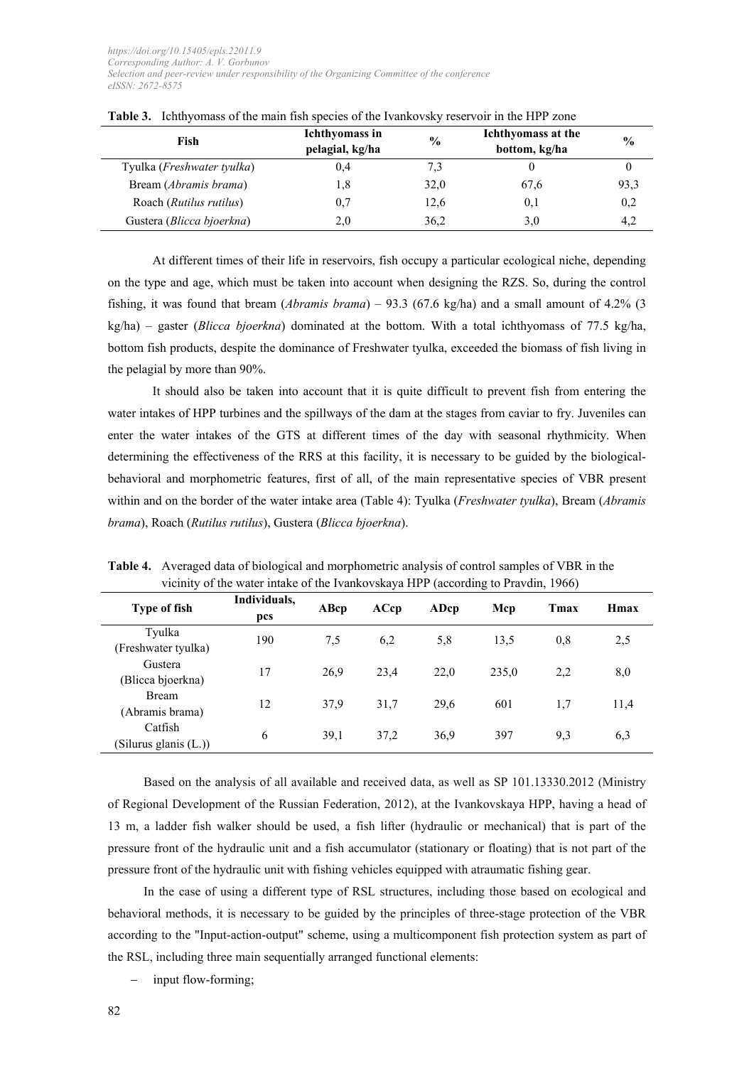**Table 3.** Ichthyomass of the main fish species of the Ivankovsky reservoir in the HPP zone

| Fish | Ichthyomass in pelagial, kg/ha | % | Ichthyomass at the bottom, kg/ha | % |
|---|---|---|---|---|
| Tyulka (*Freshwater tyulka*) | 0,4 | 7,3 | 0 | 0 |
| Bream (*Abramis brama*) | 1,8 | 32,0 | 67,6 | 93,3 |
| Roach (*Rutilus rutilus*) | 0,7 | 12,6 | 0,1 | 0,2 |
| Gustera (*Blicca bjoerkna*) | 2,0 | 36,2 | 3,0 | 4,2 |

At different times of their life in reservoirs, fish occupy a particular ecological niche, depending on the type and age, which must be taken into account when designing the RZS. So, during the control fishing, it was found that bream (*Abramis brama*) – 93.3 (67.6 kg/ha) and a small amount of 4.2% (3 kg/ha) – gaster (*Blicca bjoerkna*) dominated at the bottom. With a total ichthyomass of 77.5 kg/ha, bottom fish products, despite the dominance of Freshwater tyulka, exceeded the biomass of fish living in the pelagial by more than 90%.

It should also be taken into account that it is quite difficult to prevent fish from entering the water intakes of HPP turbines and the spillways of the dam at the stages from caviar to fry. Juveniles can enter the water intakes of the GTS at different times of the day with seasonal rhythmicity. When determining the effectiveness of the RRS at this facility, it is necessary to be guided by the biological-behavioral and morphometric features, first of all, of the main representative species of VBR present within and on the border of the water intake area (Table 4): Tyulka (*Freshwater tyulka*), Bream (*Abramis brama*), Roach (*Rutilus rutilus*), Gustera (*Blicca bjoerkna*).

**Table 4.** Averaged data of biological and morphometric analysis of control samples of VBR in the vicinity of the water intake of the Ivankovskaya HPP (according to Pravdin, 1966)

| Type of fish | Individuals, pcs | ABcp | ACcp | ADcp | Mcp | Tmax | Hmax |
|---|---|---|---|---|---|---|---|
| Tyulka (Freshwater tyulka) | 190 | 7,5 | 6,2 | 5,8 | 13,5 | 0,8 | 2,5 |
| Gustera (Blicca bjoerkna) | 17 | 26,9 | 23,4 | 22,0 | 235,0 | 2,2 | 8,0 |
| Bream (Abramis brama) | 12 | 37,9 | 31,7 | 29,6 | 601 | 1,7 | 11,4 |
| Catfish (Silurus glanis (L.)) | 6 | 39,1 | 37,2 | 36,9 | 397 | 9,3 | 6,3 |

Based on the analysis of all available and received data, as well as SP 101.13330.2012 (Ministry of Regional Development of the Russian Federation, 2012), at the Ivankovskaya HPP, having a head of 13 m, a ladder fish walker should be used, a fish lifter (hydraulic or mechanical) that is part of the pressure front of the hydraulic unit and a fish accumulator (stationary or floating) that is not part of the pressure front of the hydraulic unit with fishing vehicles equipped with atraumatic fishing gear.

In the case of using a different type of RSL structures, including those based on ecological and behavioral methods, it is necessary to be guided by the principles of three-stage protection of the VBR according to the "Input-action-output" scheme, using a multicomponent fish protection system as part of the RSL, including three main sequentially arranged functional elements:

- input flow-forming;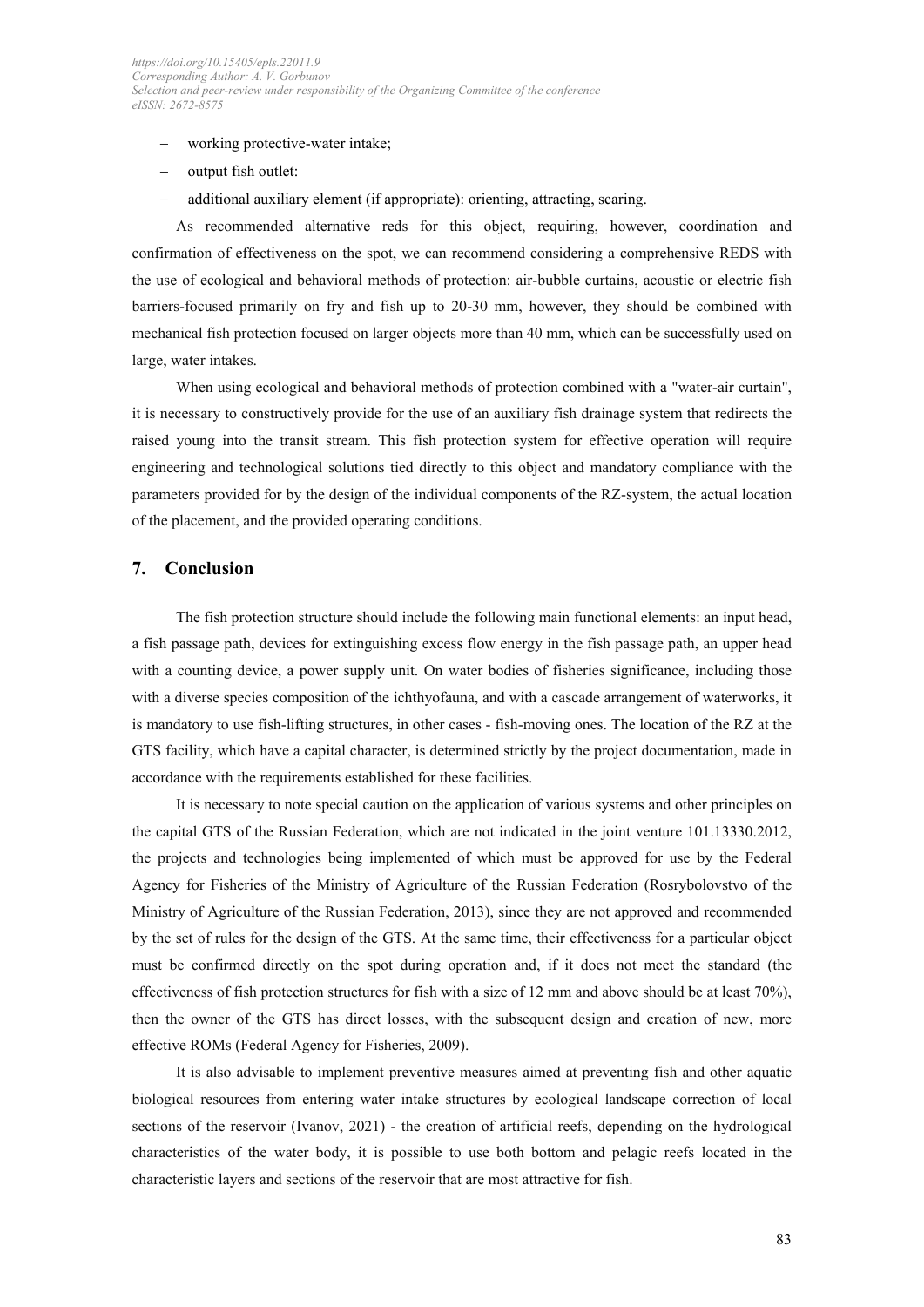- working protective-water intake;
- output fish outlet:
- additional auxiliary element (if appropriate): orienting, attracting, scaring.

As recommended alternative reds for this object, requiring, however, coordination and confirmation of effectiveness on the spot, we can recommend considering a comprehensive REDS with the use of ecological and behavioral methods of protection: air-bubble curtains, acoustic or electric fish barriers-focused primarily on fry and fish up to 20-30 mm, however, they should be combined with mechanical fish protection focused on larger objects more than 40 mm, which can be successfully used on large, water intakes.

When using ecological and behavioral methods of protection combined with a "water-air curtain", it is necessary to constructively provide for the use of an auxiliary fish drainage system that redirects the raised young into the transit stream. This fish protection system for effective operation will require engineering and technological solutions tied directly to this object and mandatory compliance with the parameters provided for by the design of the individual components of the RZ-system, the actual location of the placement, and the provided operating conditions.

## 7. Conclusion

The fish protection structure should include the following main functional elements: an input head, a fish passage path, devices for extinguishing excess flow energy in the fish passage path, an upper head with a counting device, a power supply unit. On water bodies of fisheries significance, including those with a diverse species composition of the ichthyofauna, and with a cascade arrangement of waterworks, it is mandatory to use fish-lifting structures, in other cases - fish-moving ones. The location of the RZ at the GTS facility, which have a capital character, is determined strictly by the project documentation, made in accordance with the requirements established for these facilities.

It is necessary to note special caution on the application of various systems and other principles on the capital GTS of the Russian Federation, which are not indicated in the joint venture 101.13330.2012, the projects and technologies being implemented of which must be approved for use by the Federal Agency for Fisheries of the Ministry of Agriculture of the Russian Federation (Rosrybolovstvo of the Ministry of Agriculture of the Russian Federation, 2013), since they are not approved and recommended by the set of rules for the design of the GTS. At the same time, their effectiveness for a particular object must be confirmed directly on the spot during operation and, if it does not meet the standard (the effectiveness of fish protection structures for fish with a size of 12 mm and above should be at least 70%), then the owner of the GTS has direct losses, with the subsequent design and creation of new, more effective ROMs (Federal Agency for Fisheries, 2009).

It is also advisable to implement preventive measures aimed at preventing fish and other aquatic biological resources from entering water intake structures by ecological landscape correction of local sections of the reservoir (Ivanov, 2021) - the creation of artificial reefs, depending on the hydrological characteristics of the water body, it is possible to use both bottom and pelagic reefs located in the characteristic layers and sections of the reservoir that are most attractive for fish.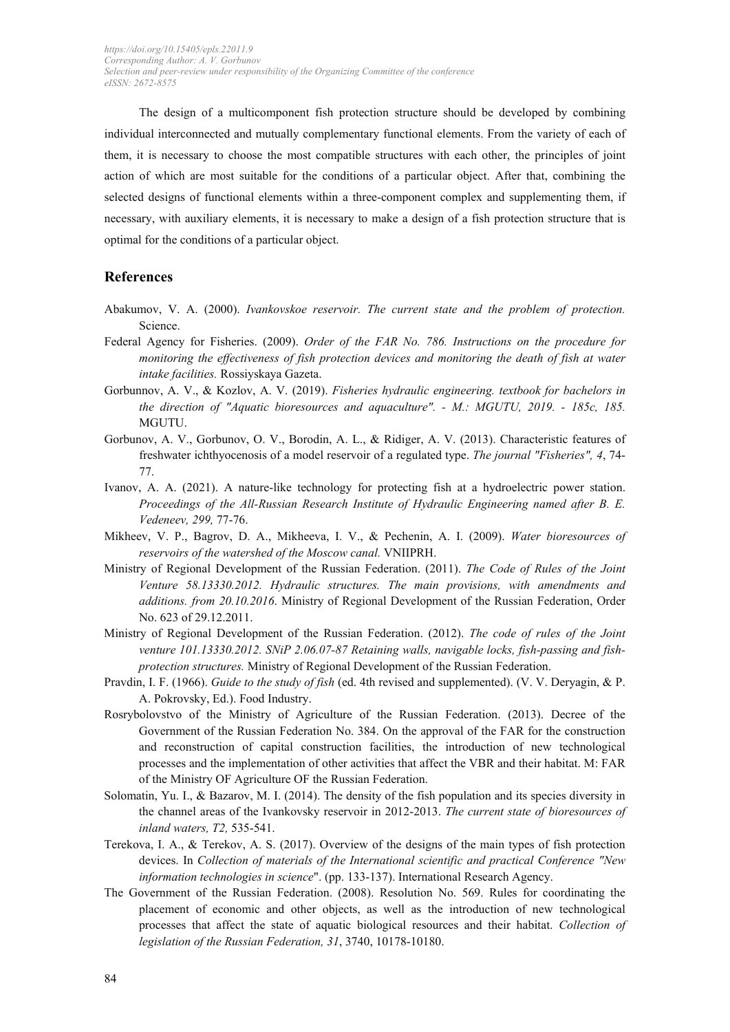The design of a multicomponent fish protection structure should be developed by combining individual interconnected and mutually complementary functional elements. From the variety of each of them, it is necessary to choose the most compatible structures with each other, the principles of joint action of which are most suitable for the conditions of a particular object. After that, combining the selected designs of functional elements within a three-component complex and supplementing them, if necessary, with auxiliary elements, it is necessary to make a design of a fish protection structure that is optimal for the conditions of a particular object.

## References

Abakumov, V. A. (2000). *Ivankovskoe reservoir. The current state and the problem of protection.* Science.

Federal Agency for Fisheries. (2009). *Order of the FAR No. 786. Instructions on the procedure for monitoring the effectiveness of fish protection devices and monitoring the death of fish at water intake facilities.* Rossiyskaya Gazeta.

Gorbunnov, A. V., & Kozlov, A. V. (2019). *Fisheries hydraulic engineering. textbook for bachelors in the direction of "Aquatic bioresources and aquaculture". - M.: MGUTU, 2019. - 185c, 185.* MGUTU.

Gorbunov, A. V., Gorbunov, O. V., Borodin, A. L., & Ridiger, A. V. (2013). Characteristic features of freshwater ichthyocenosis of a model reservoir of a regulated type. *The journal "Fisheries", 4*, 74-77.

Ivanov, A. A. (2021). A nature-like technology for protecting fish at a hydroelectric power station. *Proceedings of the All-Russian Research Institute of Hydraulic Engineering named after B. E. Vedeneev, 299,* 77-76.

Mikheev, V. P., Bagrov, D. A., Mikheeva, I. V., & Pechenin, A. I. (2009). *Water bioresources of reservoirs of the watershed of the Moscow canal.* VNIIPRH.

Ministry of Regional Development of the Russian Federation. (2011). *The Code of Rules of the Joint Venture 58.13330.2012. Hydraulic structures. The main provisions, with amendments and additions. from 20.10.2016*. Ministry of Regional Development of the Russian Federation, Order No. 623 of 29.12.2011.

Ministry of Regional Development of the Russian Federation. (2012). *The code of rules of the Joint venture 101.13330.2012. SNiP 2.06.07-87 Retaining walls, navigable locks, fish-passing and fish-protection structures.* Ministry of Regional Development of the Russian Federation.

Pravdin, I. F. (1966). *Guide to the study of fish* (ed. 4th revised and supplemented). (V. V. Deryagin, & P. A. Pokrovsky, Ed.). Food Industry.

Rosrybolovstvo of the Ministry of Agriculture of the Russian Federation. (2013). Decree of the Government of the Russian Federation No. 384. On the approval of the FAR for the construction and reconstruction of capital construction facilities, the introduction of new technological processes and the implementation of other activities that affect the VBR and their habitat. M: FAR of the Ministry OF Agriculture OF the Russian Federation.

Solomatin, Yu. I., & Bazarov, M. I. (2014). The density of the fish population and its species diversity in the channel areas of the Ivankovsky reservoir in 2012-2013. *The current state of bioresources of inland waters, T2,* 535-541.

Terekova, I. A., & Terekov, A. S. (2017). Overview of the designs of the main types of fish protection devices. In *Collection of materials of the International scientific and practical Conference "New information technologies in science*". (pp. 133-137). International Research Agency.

The Government of the Russian Federation. (2008). Resolution No. 569. Rules for coordinating the placement of economic and other objects, as well as the introduction of new technological processes that affect the state of aquatic biological resources and their habitat. *Collection of legislation of the Russian Federation, 31*, 3740, 10178-10180.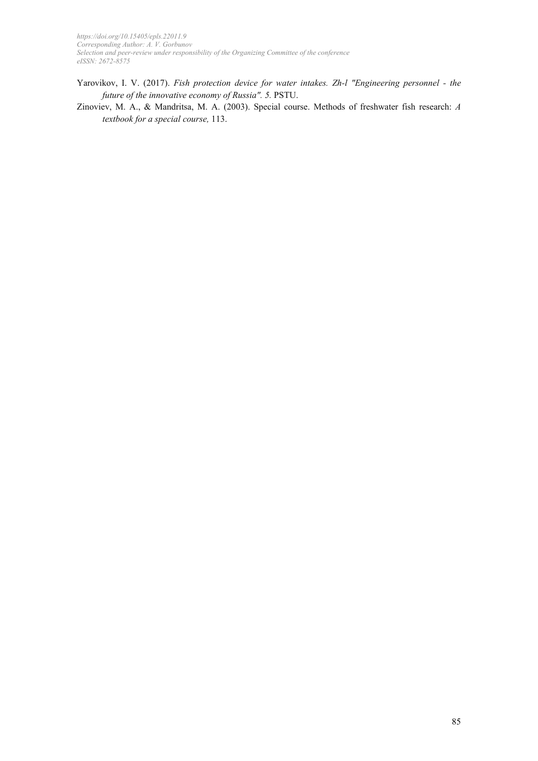Yarovikov, I. V. (2017). *Fish protection device for water intakes. Zh-l "Engineering personnel - the future of the innovative economy of Russia". 5.* PSTU.

Zinoviev, M. A., & Mandritsa, M. A. (2003). Special course. Methods of freshwater fish research: *A textbook for a special course,* 113.